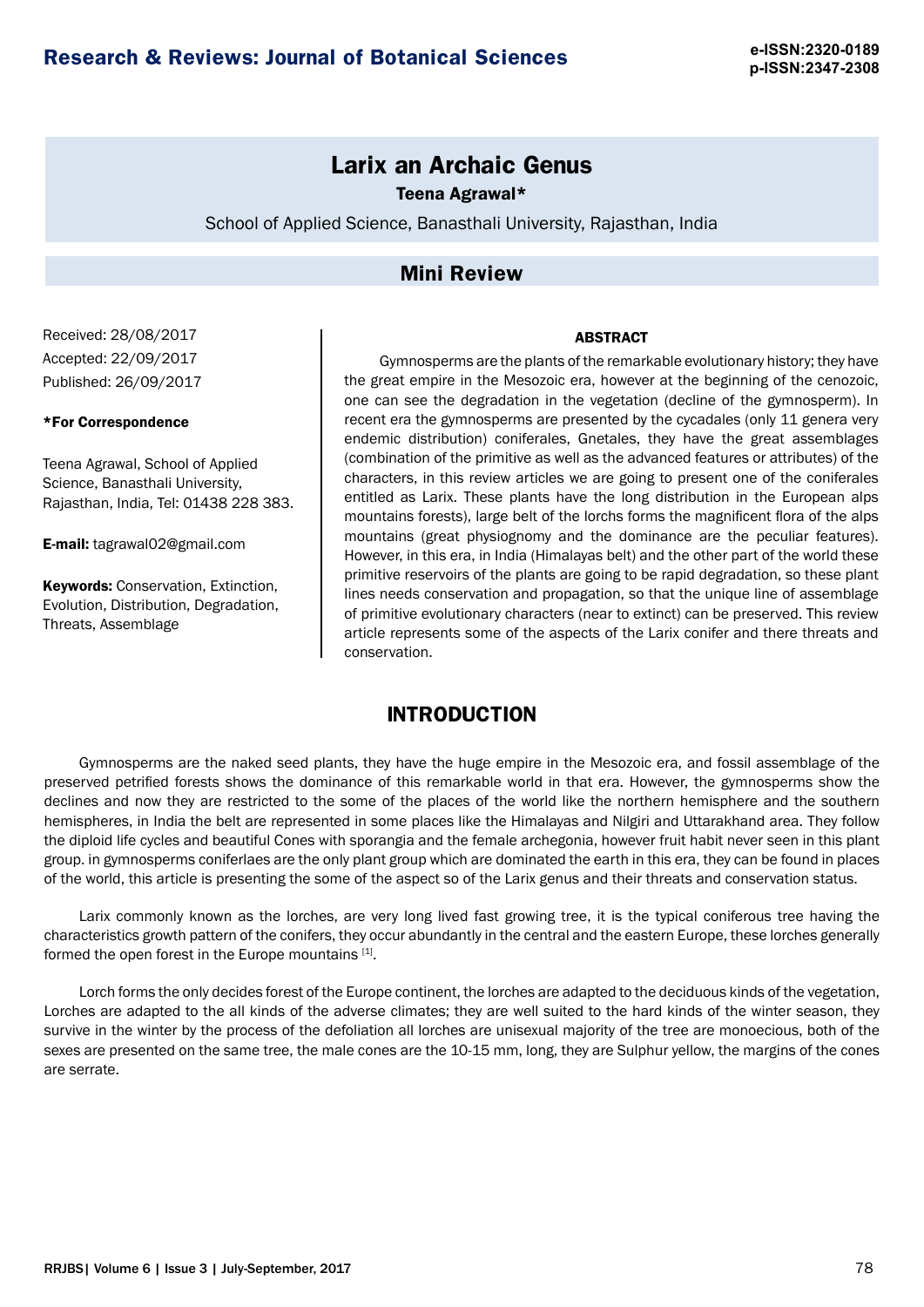# Larix an Archaic Genus

**Teena Agrawal***

School of Applied Science, Banasthali University, Rajasthan, India

## Mini Review

Received: 28/08/2017

Accepted: 22/09/2017

Published: 26/09/2017

***For Correspondence**

Teena Agrawal, School of Applied Science, Banasthali University, Rajasthan, India, Tel: 01438 228 383.

**E-mail:** tagrawal02@gmail.com

**Keywords:** Conservation, Extinction, Evolution, Distribution, Degradation, Threats, Assemblage

### ABSTRACT

Gymnosperms are the plants of the remarkable evolutionary history; they have the great empire in the Mesozoic era, however at the beginning of the cenozoic, one can see the degradation in the vegetation (decline of the gymnosperm). In recent era the gymnosperms are presented by the cycadales (only 11 genera very endemic distribution) coniferales, Gnetales, they have the great assemblages (combination of the primitive as well as the advanced features or attributes) of the characters, in this review articles we are going to present one of the coniferales entitled as Larix. These plants have the long distribution in the European alps mountains forests), large belt of the lorchs forms the magnificent flora of the alps mountains (great physiognomy and the dominance are the peculiar features). However, in this era, in India (Himalayas belt) and the other part of the world these primitive reservoirs of the plants are going to be rapid degradation, so these plant lines needs conservation and propagation, so that the unique line of assemblage of primitive evolutionary characters (near to extinct) can be preserved. This review article represents some of the aspects of the Larix conifer and there threats and conservation.

## INTRODUCTION

Gymnosperms are the naked seed plants, they have the huge empire in the Mesozoic era, and fossil assemblage of the preserved petrified forests shows the dominance of this remarkable world in that era. However, the gymnosperms show the declines and now they are restricted to the some of the places of the world like the northern hemisphere and the southern hemispheres, in India the belt are represented in some places like the Himalayas and Nilgiri and Uttarakhand area. They follow the diploid life cycles and beautiful Cones with sporangia and the female archegonia, however fruit habit never seen in this plant group. in gymnosperms coniferlaes are the only plant group which are dominated the earth in this era, they can be found in places of the world, this article is presenting the some of the aspect so of the Larix genus and their threats and conservation status.

Larix commonly known as the lorches, are very long lived fast growing tree, it is the typical coniferous tree having the characteristics growth pattern of the conifers, they occur abundantly in the central and the eastern Europe, these lorches generally formed the open forest in the Europe mountains [1].

Lorch forms the only decides forest of the Europe continent, the lorches are adapted to the deciduous kinds of the vegetation, Lorches are adapted to the all kinds of the adverse climates; they are well suited to the hard kinds of the winter season, they survive in the winter by the process of the defoliation all lorches are unisexual majority of the tree are monoecious, both of the sexes are presented on the same tree, the male cones are the 10-15 mm, long, they are Sulphur yellow, the margins of the cones are serrate.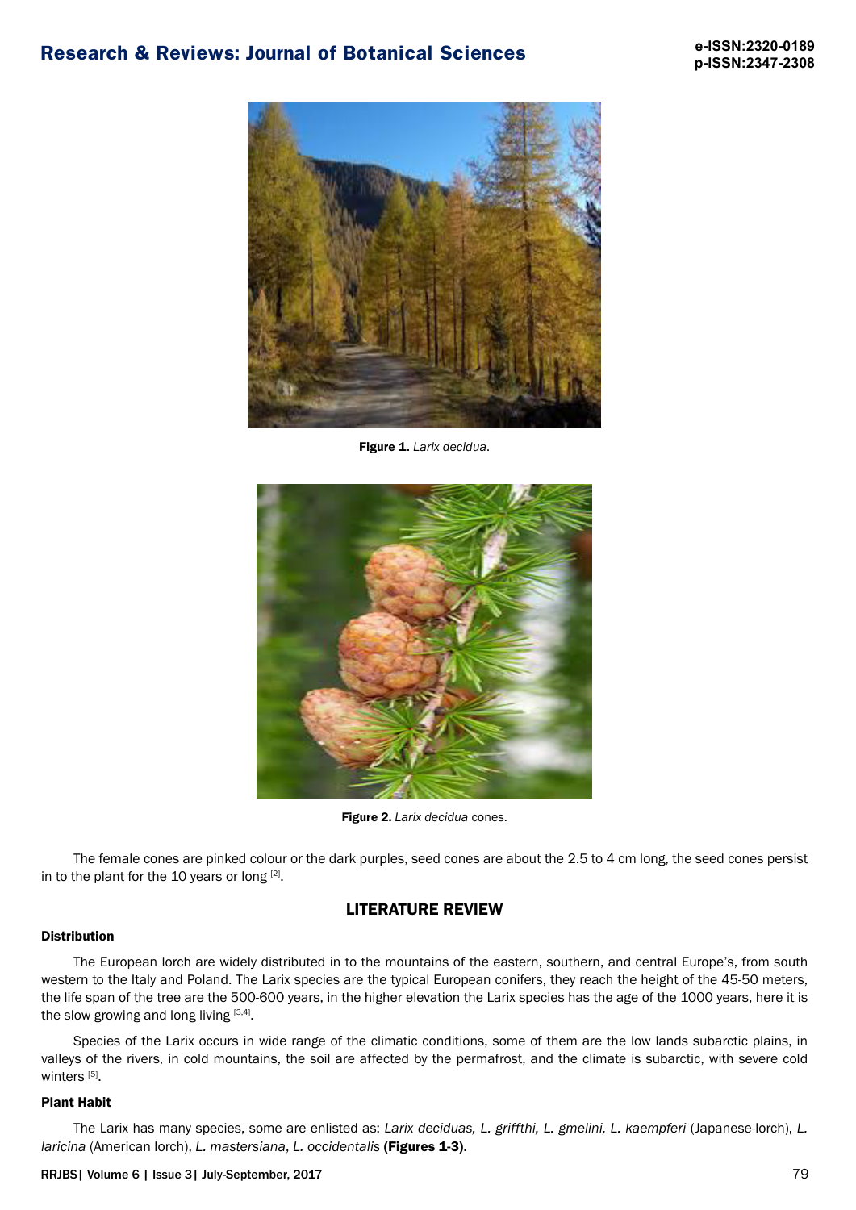Figure 1. *Larix decidua*.

Figure 2. *Larix decidua* cones.

The female cones are pinked colour or the dark purples, seed cones are about the 2.5 to 4 cm long, the seed cones persist in to the plant for the 10 years or long [2].

## LITERATURE REVIEW

### Distribution

The European lorch are widely distributed in to the mountains of the eastern, southern, and central Europe's, from south western to the Italy and Poland. The Larix species are the typical European conifers, they reach the height of the 45-50 meters, the life span of the tree are the 500-600 years, in the higher elevation the Larix species has the age of the 1000 years, here it is the slow growing and long living [3,4].

Species of the Larix occurs in wide range of the climatic conditions, some of them are the low lands subarctic plains, in valleys of the rivers, in cold mountains, the soil are affected by the permafrost, and the climate is subarctic, with severe cold winters [5].

### Plant Habit

The Larix has many species, some are enlisted as: *Larix deciduas, L. griffthi, L. gmelini, L. kaempferi* (Japanese-lorch), *L. laricina* (American lorch), *L. mastersiana*, *L. occidentalis* **(Figures 1-3)**.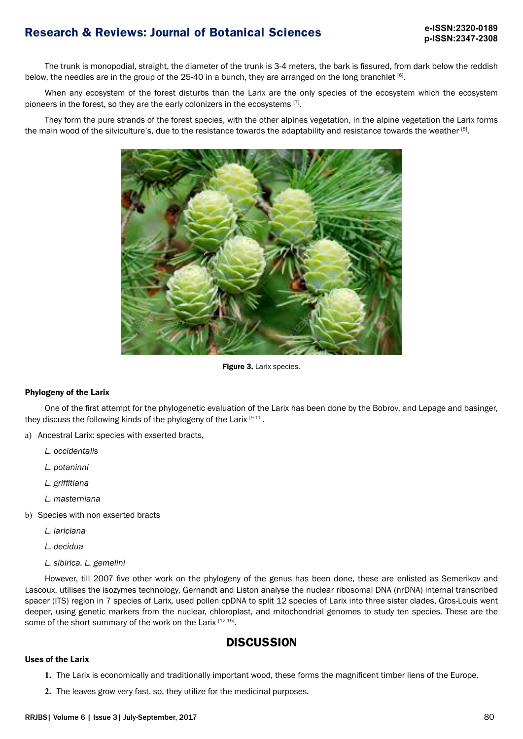The trunk is monopodial, straight, the diameter of the trunk is 3-4 meters, the bark is fissured, from dark below the reddish below, the needles are in the group of the 25-40 in a bunch, they are arranged on the long branchlet [6].

When any ecosystem of the forest disturbs than the Larix are the only species of the ecosystem which the ecosystem pioneers in the forest, so they are the early colonizers in the ecosystems [7].

They form the pure strands of the forest species, with the other alpines vegetation, in the alpine vegetation the Larix forms the main wood of the silviculture's, due to the resistance towards the adaptability and resistance towards the weather [8].

**Figure 3.** Larix species.

#### Phylogeny of the Larix

One of the first attempt for the phylogenetic evaluation of the Larix has been done by the Bobrov, and Lepage and basinger, they discuss the following kinds of the phylogeny of the Larix [9-11].

a) Ancestral Larix: species with exserted bracts,

*L. occidentalis*

*L. potaninni*

*L. griffitiana*

*L. masterniana*

b) Species with non exserted bracts

*L. lariciana*

*L. decidua*

*L. sibirica. L. gemelini*

However, till 2007 five other work on the phylogeny of the genus has been done, these are enlisted as Semerikov and Lascoux, utilises the isozymes technology, Gernandt and Liston analyse the nuclear ribosomal DNA (nrDNA) internal transcribed spacer (ITS) region in 7 species of Larix, used pollen cpDNA to split 12 species of Larix into three sister clades, Gros-Louis went deeper, using genetic markers from the nuclear, chloroplast, and mitochondrial genomes to study ten species. These are the some of the short summary of the work on the Larix [12-15].

## DISCUSSION

#### Uses of the Larix

1. The Larix is economically and traditionally important wood, these forms the magnificent timber liens of the Europe.
2. The leaves grow very fast. so, they utilize for the medicinal purposes.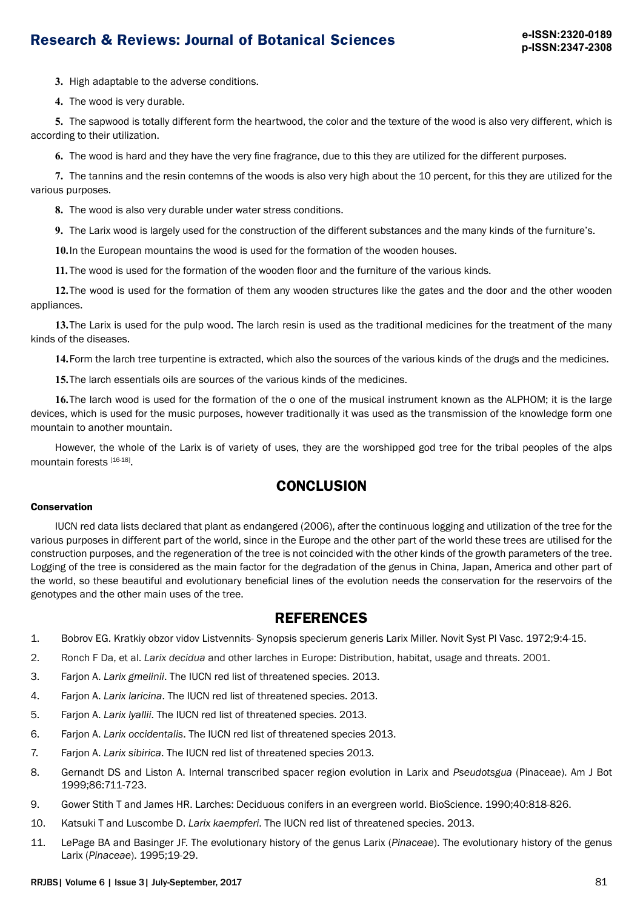**3.** High adaptable to the adverse conditions.

**4.** The wood is very durable.

**5.** The sapwood is totally different form the heartwood, the color and the texture of the wood is also very different, which is according to their utilization.

**6.** The wood is hard and they have the very fine fragrance, due to this they are utilized for the different purposes.

**7.** The tannins and the resin contemns of the woods is also very high about the 10 percent, for this they are utilized for the various purposes.

**8.** The wood is also very durable under water stress conditions.

**9.** The Larix wood is largely used for the construction of the different substances and the many kinds of the furniture's.

**10.** In the European mountains the wood is used for the formation of the wooden houses.

**11.** The wood is used for the formation of the wooden floor and the furniture of the various kinds.

**12.** The wood is used for the formation of them any wooden structures like the gates and the door and the other wooden appliances.

**13.** The Larix is used for the pulp wood. The larch resin is used as the traditional medicines for the treatment of the many kinds of the diseases.

**14.** Form the larch tree turpentine is extracted, which also the sources of the various kinds of the drugs and the medicines.

**15.** The larch essentials oils are sources of the various kinds of the medicines.

**16.** The larch wood is used for the formation of the o one of the musical instrument known as the ALPHOM; it is the large devices, which is used for the music purposes, however traditionally it was used as the transmission of the knowledge form one mountain to another mountain.

However, the whole of the Larix is of variety of uses, they are the worshipped god tree for the tribal peoples of the alps mountain forests [16-18].

## CONCLUSION

#### Conservation

IUCN red data lists declared that plant as endangered (2006), after the continuous logging and utilization of the tree for the various purposes in different part of the world, since in the Europe and the other part of the world these trees are utilised for the construction purposes, and the regeneration of the tree is not coincided with the other kinds of the growth parameters of the tree. Logging of the tree is considered as the main factor for the degradation of the genus in China, Japan, America and other part of the world, so these beautiful and evolutionary beneficial lines of the evolution needs the conservation for the reservoirs of the genotypes and the other main uses of the tree.

## REFERENCES

1. Bobrov EG. Kratkiy obzor vidov Listvennits- Synopsis specierum generis Larix Miller. Novit Syst Pl Vasc. 1972;9:4-15.
2. Ronch F Da, et al. *Larix decidua* and other larches in Europe: Distribution, habitat, usage and threats. 2001.
3. Farjon A. *Larix gmelinii*. The IUCN red list of threatened species. 2013.
4. Farjon A. *Larix laricina*. The IUCN red list of threatened species. 2013.
5. Farjon A. *Larix lyallii*. The IUCN red list of threatened species. 2013.
6. Farjon A. *Larix occidentalis*. The IUCN red list of threatened species 2013.
7. Farjon A. *Larix sibirica*. The IUCN red list of threatened species 2013.
8. Gernandt DS and Liston A. Internal transcribed spacer region evolution in Larix and *Pseudotsgua* (Pinaceae). Am J Bot 1999;86:711-723.
9. Gower Stith T and James HR. Larches: Deciduous conifers in an evergreen world. BioScience. 1990;40:818-826.
10. Katsuki T and Luscombe D. *Larix kaempferi*. The IUCN red list of threatened species. 2013.
11. LePage BA and Basinger JF. The evolutionary history of the genus Larix (*Pinaceae*). The evolutionary history of the genus Larix (*Pinaceae*). 1995;19-29.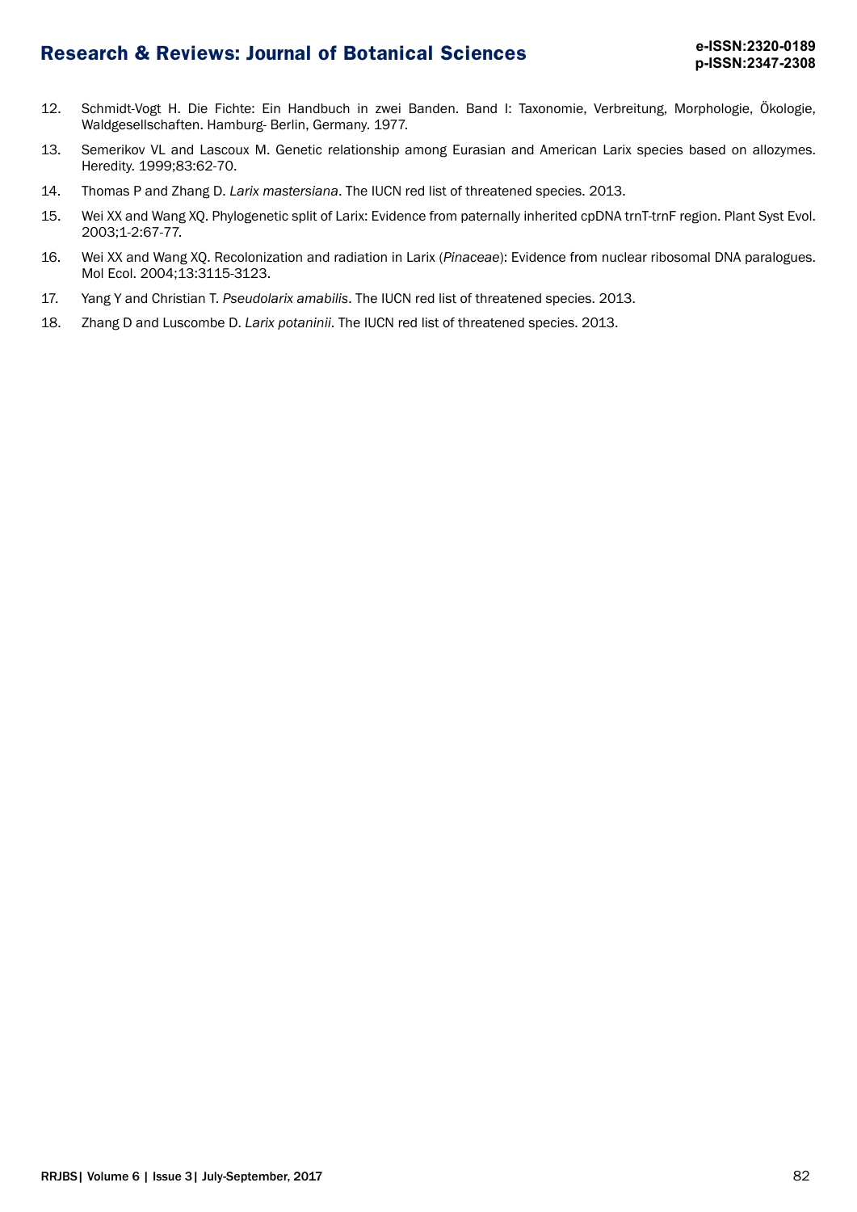12. Schmidt-Vogt H. Die Fichte: Ein Handbuch in zwei Banden. Band I: Taxonomie, Verbreitung, Morphologie, Ökologie, Waldgesellschaften. Hamburg- Berlin, Germany. 1977.
13. Semerikov VL and Lascoux M. Genetic relationship among Eurasian and American Larix species based on allozymes. Heredity. 1999;83:62-70.
14. Thomas P and Zhang D. *Larix mastersiana*. The IUCN red list of threatened species. 2013.
15. Wei XX and Wang XQ. Phylogenetic split of Larix: Evidence from paternally inherited cpDNA trnT-trnF region. Plant Syst Evol. 2003;1-2:67-77.
16. Wei XX and Wang XQ. Recolonization and radiation in Larix (*Pinaceae*): Evidence from nuclear ribosomal DNA paralogues. Mol Ecol. 2004;13:3115-3123.
17. Yang Y and Christian T. *Pseudolarix amabilis*. The IUCN red list of threatened species. 2013.
18. Zhang D and Luscombe D. *Larix potaninii*. The IUCN red list of threatened species. 2013.